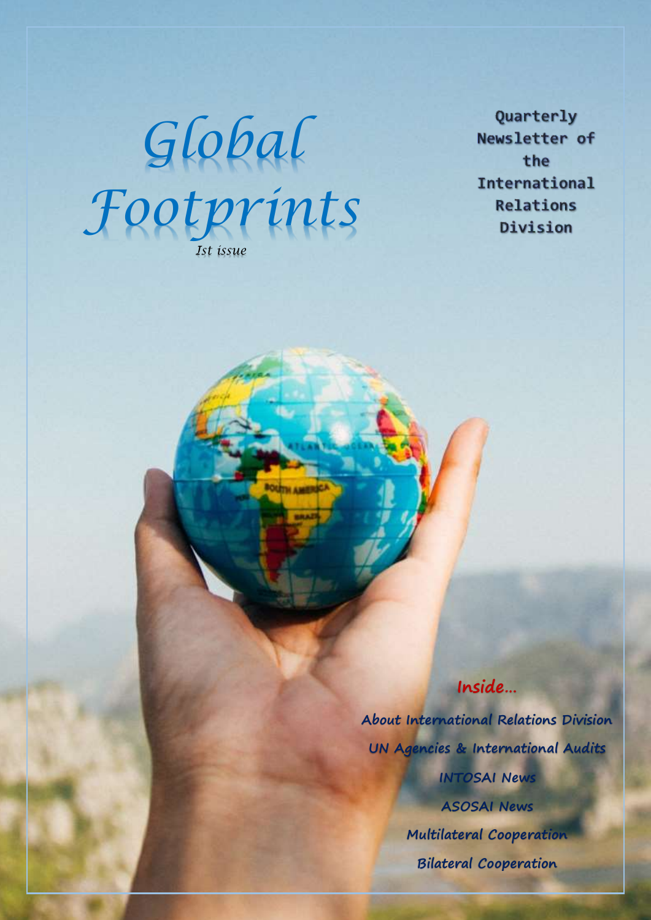# Global Footprints

*Ist issue*

**Quarterly Newsletter of the International Relations Division**

## Inside...

- About International Relations Division
- UN Agencies & International Audits
- INTOSAI News
- ASOSAI News
- Multilateral Cooperation
- Bilateral Cooperation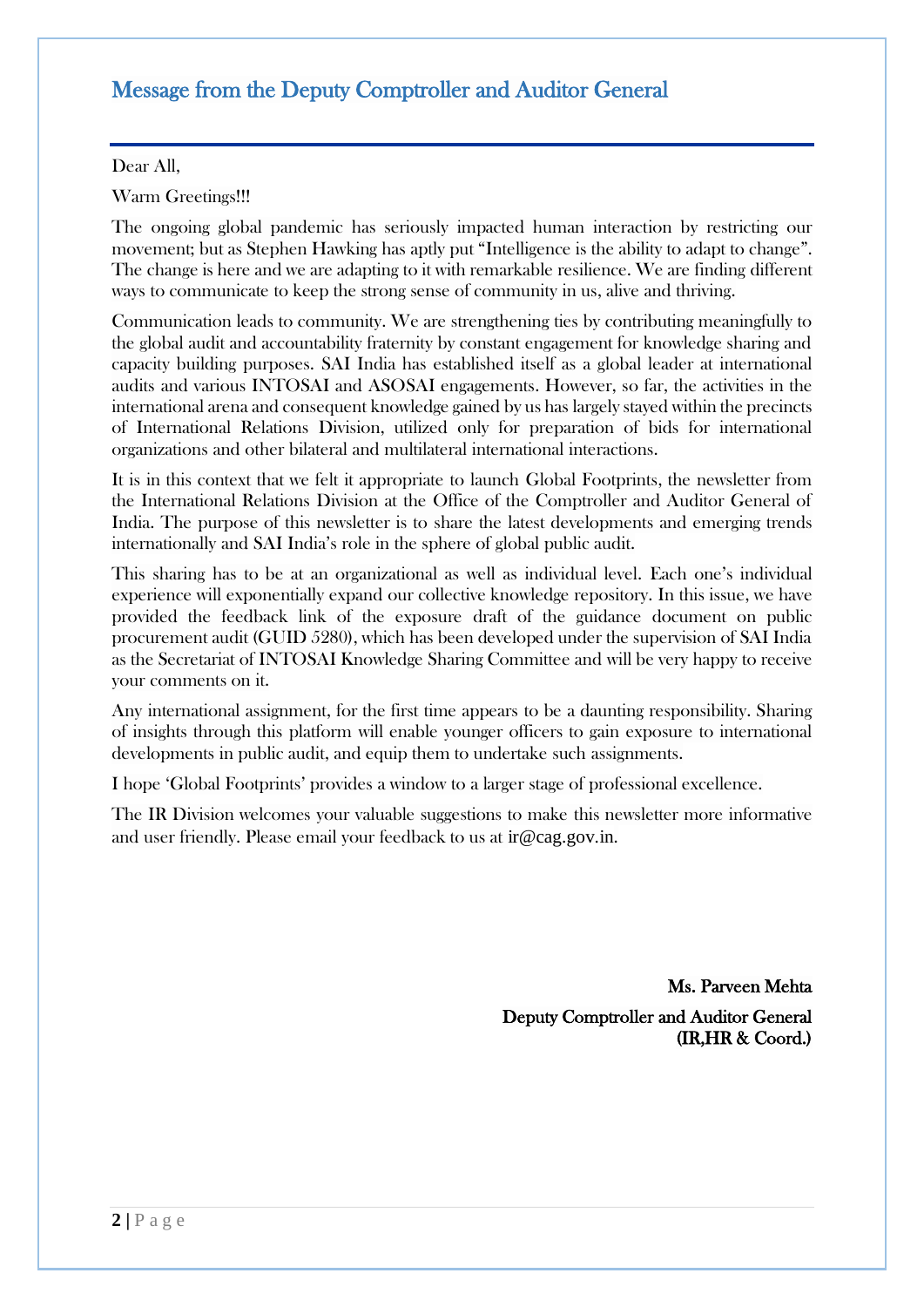# Message from the Deputy Comptroller and Auditor General

Dear All,

Warm Greetings!!!

The ongoing global pandemic has seriously impacted human interaction by restricting our movement; but as Stephen Hawking has aptly put "Intelligence is the ability to adapt to change". The change is here and we are adapting to it with remarkable resilience. We are finding different ways to communicate to keep the strong sense of community in us, alive and thriving.

Communication leads to community. We are strengthening ties by contributing meaningfully to the global audit and accountability fraternity by constant engagement for knowledge sharing and capacity building purposes. SAI India has established itself as a global leader at international audits and various INTOSAI and ASOSAI engagements. However, so far, the activities in the international arena and consequent knowledge gained by us has largely stayed within the precincts of International Relations Division, utilized only for preparation of bids for international organizations and other bilateral and multilateral international interactions.

It is in this context that we felt it appropriate to launch Global Footprints, the newsletter from the International Relations Division at the Office of the Comptroller and Auditor General of India. The purpose of this newsletter is to share the latest developments and emerging trends internationally and SAI India's role in the sphere of global public audit.

This sharing has to be at an organizational as well as individual level. Each one's individual experience will exponentially expand our collective knowledge repository. In this issue, we have provided the feedback link of the exposure draft of the guidance document on public procurement audit (GUID 5280), which has been developed under the supervision of SAI India as the Secretariat of INTOSAI Knowledge Sharing Committee and will be very happy to receive your comments on it.

Any international assignment, for the first time appears to be a daunting responsibility. Sharing of insights through this platform will enable younger officers to gain exposure to international developments in public audit, and equip them to undertake such assignments.

I hope 'Global Footprints' provides a window to a larger stage of professional excellence.

The IR Division welcomes your valuable suggestions to make this newsletter more informative and user friendly. Please email your feedback to us at ir@cag.gov.in.

**Ms. Parveen Mehta**
**Deputy Comptroller and Auditor General**
**(IR,HR & Coord.)**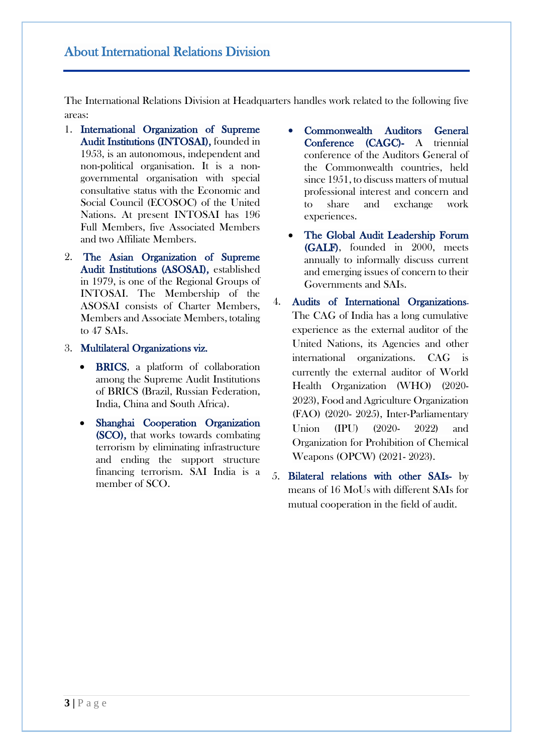## About International Relations Division

The International Relations Division at Headquarters handles work related to the following five areas:

1. **International Organization of Supreme Audit Institutions (INTOSAI),** founded in 1953, is an autonomous, independent and non-political organisation. It is a non-governmental organisation with special consultative status with the Economic and Social Council (ECOSOC) of the United Nations. At present INTOSAI has 196 Full Members, five Associated Members and two Affiliate Members.

2. **The Asian Organization of Supreme Audit Institutions (ASOSAI),** established in 1979, is one of the Regional Groups of INTOSAI. The Membership of the ASOSAI consists of Charter Members, Members and Associate Members, totaling to 47 SAIs.

3. **Multilateral Organizations viz.**

   - **BRICS**, a platform of collaboration among the Supreme Audit Institutions of BRICS (Brazil, Russian Federation, India, China and South Africa).
   - **Shanghai Cooperation Organization (SCO),** that works towards combating terrorism by eliminating infrastructure and ending the support structure financing terrorism. SAI India is a member of SCO.
   - **Commonwealth Auditors General Conference (CAGC)-** A triennial conference of the Auditors General of the Commonwealth countries, held since 1951, to discuss matters of mutual professional interest and concern and to share and exchange work experiences.
   - **The Global Audit Leadership Forum (GALF)**, founded in 2000, meets annually to informally discuss current and emerging issues of concern to their Governments and SAIs.

4. **Audits of International Organizations-** The CAG of India has a long cumulative experience as the external auditor of the United Nations, its Agencies and other international organizations. CAG is currently the external auditor of World Health Organization (WHO) (2020-2023), Food and Agriculture Organization (FAO) (2020- 2025), Inter-Parliamentary Union (IPU) (2020- 2022) and Organization for Prohibition of Chemical Weapons (OPCW) (2021- 2023).

5. **Bilateral relations with other SAIs-** by means of 16 MoUs with different SAIs for mutual cooperation in the field of audit.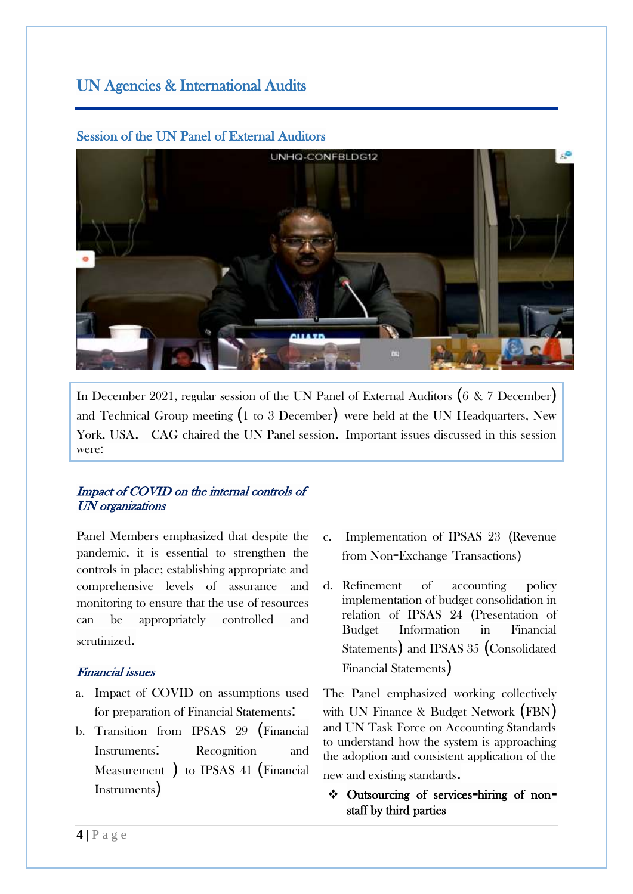# UN Agencies & International Audits

## Session of the UN Panel of External Auditors

In December 2021, regular session of the UN Panel of External Auditors (6 & 7 December) and Technical Group meeting (1 to 3 December) were held at the UN Headquarters, New York, USA. CAG chaired the UN Panel session. Important issues discussed in this session were:

### *Impact of COVID on the internal controls of UN organizations*

Panel Members emphasized that despite the pandemic, it is essential to strengthen the controls in place; establishing appropriate and comprehensive levels of assurance and monitoring to ensure that the use of resources can be appropriately controlled and scrutinized.

### *Financial issues*

a. Impact of COVID on assumptions used for preparation of Financial Statements:
b. Transition from IPSAS 29 (Financial Instruments: Recognition and Measurement ) to IPSAS 41 (Financial Instruments)
c. Implementation of IPSAS 23 (Revenue from Non-Exchange Transactions)
d. Refinement of accounting policy implementation of budget consolidation in relation of IPSAS 24 (Presentation of Budget Information in Financial Statements) and IPSAS 35 (Consolidated Financial Statements)

The Panel emphasized working collectively with UN Finance & Budget Network (FBN) and UN Task Force on Accounting Standards to understand how the system is approaching the adoption and consistent application of the new and existing standards.

- **Outsourcing of services-hiring of non-staff by third parties**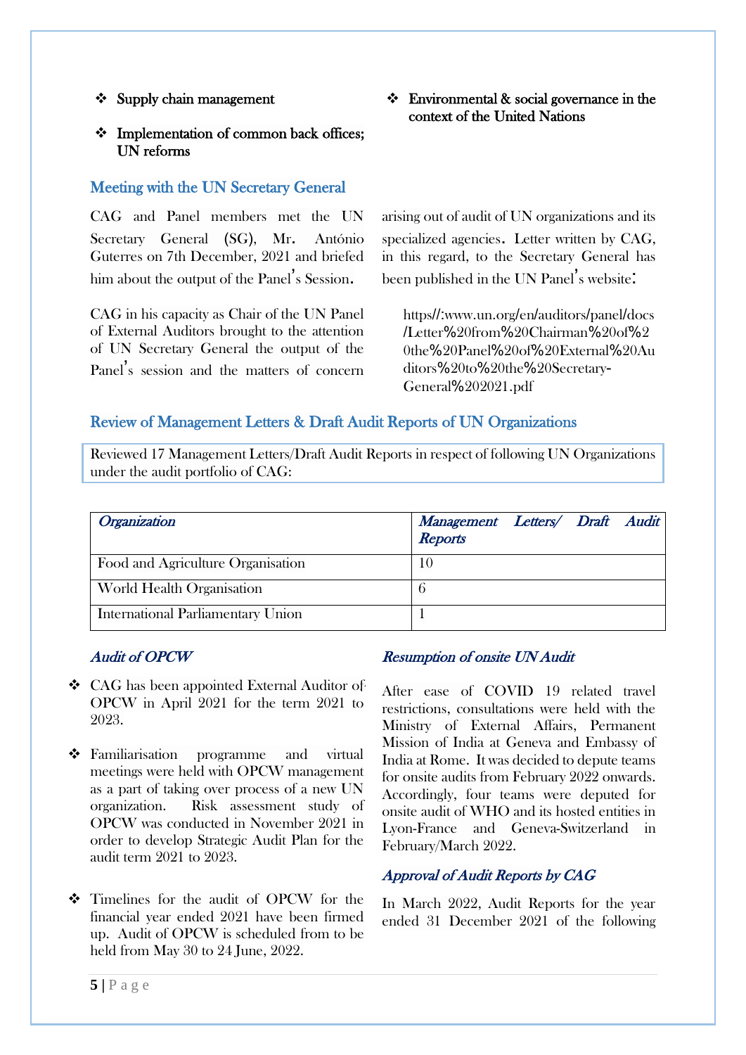- Supply chain management
- Implementation of common back offices; UN reforms
- Environmental & social governance in the context of the United Nations

## Meeting with the UN Secretary General

CAG and Panel members met the UN Secretary General (SG), Mr. António Guterres on 7th December, 2021 and briefed him about the output of the Panel's Session.

CAG in his capacity as Chair of the UN Panel of External Auditors brought to the attention of UN Secretary General the output of the Panel's session and the matters of concern arising out of audit of UN organizations and its specialized agencies. Letter written by CAG, in this regard, to the Secretary General has been published in the UN Panel's website:

https//:www.un.org/en/auditors/panel/docs/Letter%20from%20Chairman%20of%20the%20Panel%20of%20External%20Auditors%20to%20the%20Secretary-General%202021.pdf

## Review of Management Letters & Draft Audit Reports of UN Organizations

Reviewed 17 Management Letters/Draft Audit Reports in respect of following UN Organizations under the audit portfolio of CAG:

| *Organization* | *Management Letters/ Draft Audit Reports* |
|---|---|
| Food and Agriculture Organisation | 10 |
| World Health Organisation | 6 |
| International Parliamentary Union | 1 |

### *Audit of OPCW*

- CAG has been appointed External Auditor of OPCW in April 2021 for the term 2021 to 2023.
- Familiarisation programme and virtual meetings were held with OPCW management as a part of taking over process of a new UN organization. Risk assessment study of OPCW was conducted in November 2021 in order to develop Strategic Audit Plan for the audit term 2021 to 2023.
- Timelines for the audit of OPCW for the financial year ended 2021 have been firmed up. Audit of OPCW is scheduled from to be held from May 30 to 24 June, 2022.

### *Resumption of onsite UN Audit*

After ease of COVID 19 related travel restrictions, consultations were held with the Ministry of External Affairs, Permanent Mission of India at Geneva and Embassy of India at Rome. It was decided to depute teams for onsite audits from February 2022 onwards. Accordingly, four teams were deputed for onsite audit of WHO and its hosted entities in Lyon-France and Geneva-Switzerland in February/March 2022.

### *Approval of Audit Reports by CAG*

In March 2022, Audit Reports for the year ended 31 December 2021 of the following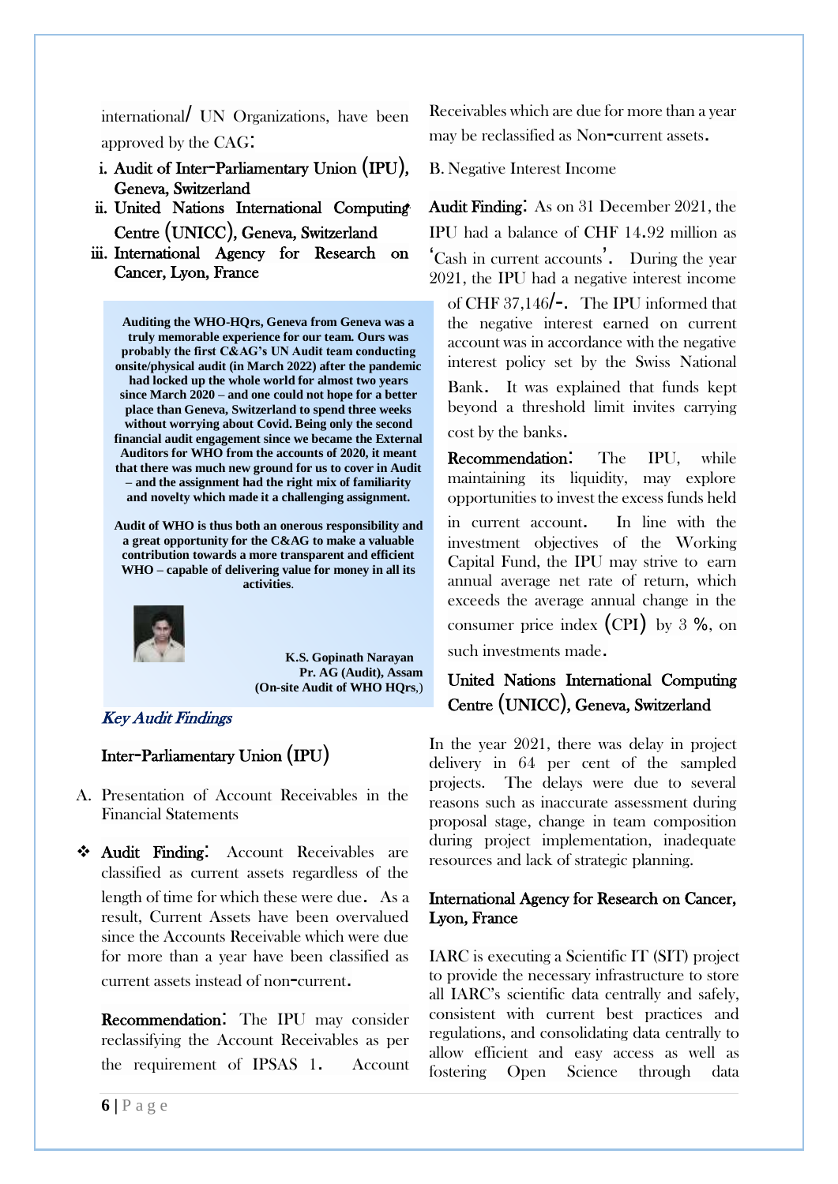international/ UN Organizations, have been approved by the CAG:

i. Audit of Inter-Parliamentary Union (IPU), Geneva, Switzerland
ii. United Nations International Computing Centre (UNICC), Geneva, Switzerland
iii. International Agency for Research on Cancer, Lyon, France

**Auditing the WHO-HQrs, Geneva from Geneva was a truly memorable experience for our team. Ours was probably the first C&AG's UN Audit team conducting onsite/physical audit (in March 2022) after the pandemic had locked up the whole world for almost two years since March 2020 – and one could not hope for a better place than Geneva, Switzerland to spend three weeks without worrying about Covid. Being only the second financial audit engagement since we became the External Auditors for WHO from the accounts of 2020, it meant that there was much new ground for us to cover in Audit – and the assignment had the right mix of familiarity and novelty which made it a challenging assignment.**

**Audit of WHO is thus both an onerous responsibility and a great opportunity for the C&AG to make a valuable contribution towards a more transparent and efficient WHO – capable of delivering value for money in all its activities.**

**K.S. Gopinath Narayan**
**Pr. AG (Audit), Assam**
**(On-site Audit of WHO HQrs,)**

## *Key Audit Findings*

### Inter-Parliamentary Union (IPU)

A. Presentation of Account Receivables in the Financial Statements

- **Audit Finding:** Account Receivables are classified as current assets regardless of the length of time for which these were due. As a result, Current Assets have been overvalued since the Accounts Receivable which were due for more than a year have been classified as current assets instead of non-current.

**Recommendation:** The IPU may consider reclassifying the Account Receivables as per the requirement of IPSAS 1. Account Receivables which are due for more than a year may be reclassified as Non-current assets.

B. Negative Interest Income

**Audit Finding:** As on 31 December 2021, the IPU had a balance of CHF 14.92 million as 'Cash in current accounts'. During the year 2021, the IPU had a negative interest income of CHF 37,146/-. The IPU informed that the negative interest earned on current account was in accordance with the negative interest policy set by the Swiss National Bank. It was explained that funds kept beyond a threshold limit invites carrying cost by the banks.

**Recommendation:** The IPU, while maintaining its liquidity, may explore opportunities to invest the excess funds held in current account. In line with the investment objectives of the Working Capital Fund, the IPU may strive to earn annual average net rate of return, which exceeds the average annual change in the consumer price index (CPI) by 3 %, on such investments made.

### United Nations International Computing Centre (UNICC), Geneva, Switzerland

In the year 2021, there was delay in project delivery in 64 per cent of the sampled projects. The delays were due to several reasons such as inaccurate assessment during proposal stage, change in team composition during project implementation, inadequate resources and lack of strategic planning.

### International Agency for Research on Cancer, Lyon, France

IARC is executing a Scientific IT (SIT) project to provide the necessary infrastructure to store all IARC's scientific data centrally and safely, consistent with current best practices and regulations, and consolidating data centrally to allow efficient and easy access as well as fostering Open Science through data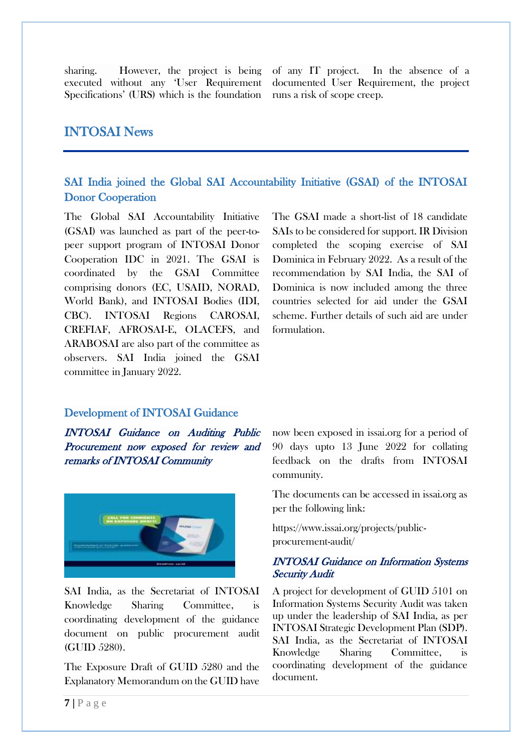sharing. However, the project is being executed without any 'User Requirement Specifications' (URS) which is the foundation of any IT project. In the absence of a documented User Requirement, the project runs a risk of scope creep.

## INTOSAI News

### SAI India joined the Global SAI Accountability Initiative (GSAI) of the INTOSAI Donor Cooperation

The Global SAI Accountability Initiative (GSAI) was launched as part of the peer-to-peer support program of INTOSAI Donor Cooperation IDC in 2021. The GSAI is coordinated by the GSAI Committee comprising donors (EC, USAID, NORAD, World Bank), and INTOSAI Bodies (IDI, CBC). INTOSAI Regions CAROSAI, CREFIAF, AFROSAI-E, OLACEFS, and ARABOSAI are also part of the committee as observers. SAI India joined the GSAI committee in January 2022.

The GSAI made a short-list of 18 candidate SAIs to be considered for support. IR Division completed the scoping exercise of SAI Dominica in February 2022. As a result of the recommendation by SAI India, the SAI of Dominica is now included among the three countries selected for aid under the GSAI scheme. Further details of such aid are under formulation.

### Development of INTOSAI Guidance

#### *INTOSAI Guidance on Auditing Public Procurement now exposed for review and remarks of INTOSAI Community*

SAI India, as the Secretariat of INTOSAI Knowledge Sharing Committee, is coordinating development of the guidance document on public procurement audit (GUID 5280).

The Exposure Draft of GUID 5280 and the Explanatory Memorandum on the GUID have now been exposed in issai.org for a period of 90 days upto 13 June 2022 for collating feedback on the drafts from INTOSAI community.

The documents can be accessed in issai.org as per the following link:

https://www.issai.org/projects/public-procurement-audit/

#### *INTOSAI Guidance on Information Systems Security Audit*

A project for development of GUID 5101 on Information Systems Security Audit was taken up under the leadership of SAI India, as per INTOSAI Strategic Development Plan (SDP). SAI India, as the Secretariat of INTOSAI Knowledge Sharing Committee, is coordinating development of the guidance document.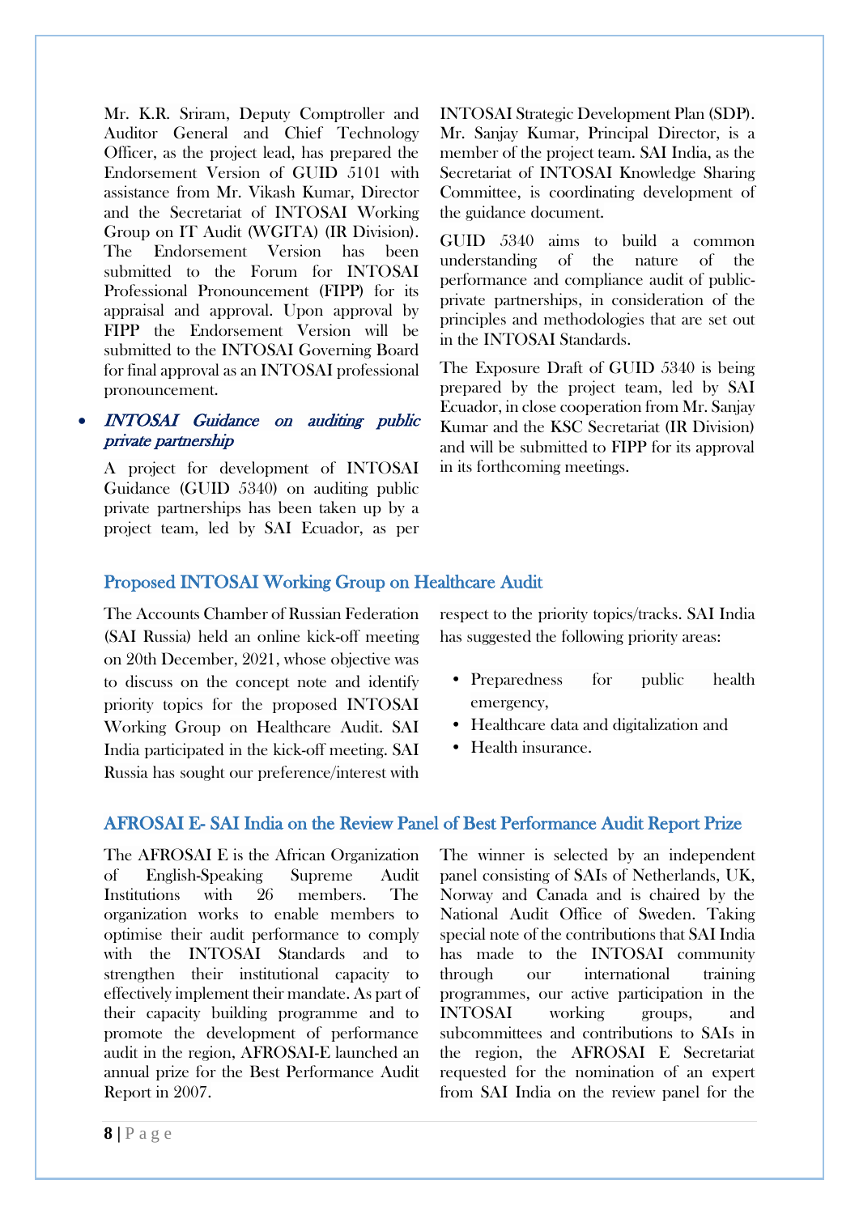Mr. K.R. Sriram, Deputy Comptroller and Auditor General and Chief Technology Officer, as the project lead, has prepared the Endorsement Version of GUID 5101 with assistance from Mr. Vikash Kumar, Director and the Secretariat of INTOSAI Working Group on IT Audit (WGITA) (IR Division). The Endorsement Version has been submitted to the Forum for INTOSAI Professional Pronouncement (FIPP) for its appraisal and approval. Upon approval by FIPP the Endorsement Version will be submitted to the INTOSAI Governing Board for final approval as an INTOSAI professional pronouncement.

- ***INTOSAI Guidance on auditing public private partnership***

A project for development of INTOSAI Guidance (GUID 5340) on auditing public private partnerships has been taken up by a project team, led by SAI Ecuador, as per INTOSAI Strategic Development Plan (SDP). Mr. Sanjay Kumar, Principal Director, is a member of the project team. SAI India, as the Secretariat of INTOSAI Knowledge Sharing Committee, is coordinating development of the guidance document.

GUID 5340 aims to build a common understanding of the nature of the performance and compliance audit of public-private partnerships, in consideration of the principles and methodologies that are set out in the INTOSAI Standards.

The Exposure Draft of GUID 5340 is being prepared by the project team, led by SAI Ecuador, in close cooperation from Mr. Sanjay Kumar and the KSC Secretariat (IR Division) and will be submitted to FIPP for its approval in its forthcoming meetings.

## Proposed INTOSAI Working Group on Healthcare Audit

The Accounts Chamber of Russian Federation (SAI Russia) held an online kick-off meeting on 20th December, 2021, whose objective was to discuss on the concept note and identify priority topics for the proposed INTOSAI Working Group on Healthcare Audit. SAI India participated in the kick-off meeting. SAI Russia has sought our preference/interest with respect to the priority topics/tracks. SAI India has suggested the following priority areas:

- Preparedness for public health emergency,
- Healthcare data and digitalization and
- Health insurance.

## AFROSAI E- SAI India on the Review Panel of Best Performance Audit Report Prize

The AFROSAI E is the African Organization of English-Speaking Supreme Audit Institutions with 26 members. The organization works to enable members to optimise their audit performance to comply with the INTOSAI Standards and to strengthen their institutional capacity to effectively implement their mandate. As part of their capacity building programme and to promote the development of performance audit in the region, AFROSAI-E launched an annual prize for the Best Performance Audit Report in 2007.

The winner is selected by an independent panel consisting of SAIs of Netherlands, UK, Norway and Canada and is chaired by the National Audit Office of Sweden. Taking special note of the contributions that SAI India has made to the INTOSAI community through our international training programmes, our active participation in the INTOSAI working groups, and subcommittees and contributions to SAIs in the region, the AFROSAI E Secretariat requested for the nomination of an expert from SAI India on the review panel for the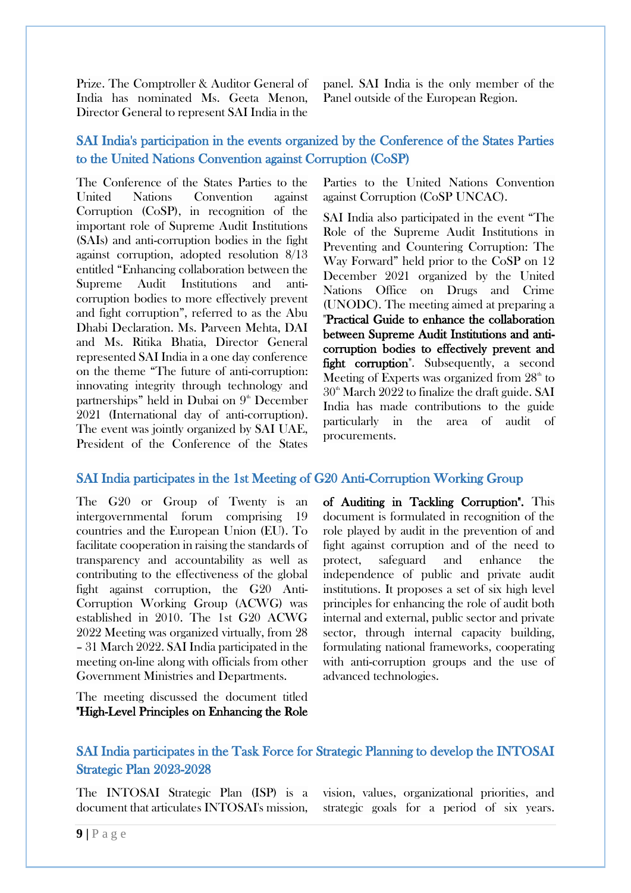Prize. The Comptroller & Auditor General of India has nominated Ms. Geeta Menon, Director General to represent SAI India in the panel. SAI India is the only member of the Panel outside of the European Region.

## SAI India's participation in the events organized by the Conference of the States Parties to the United Nations Convention against Corruption (CoSP)

The Conference of the States Parties to the United Nations Convention against Corruption (CoSP), in recognition of the important role of Supreme Audit Institutions (SAIs) and anti-corruption bodies in the fight against corruption, adopted resolution 8/13 entitled "Enhancing collaboration between the Supreme Audit Institutions and anti-corruption bodies to more effectively prevent and fight corruption", referred to as the Abu Dhabi Declaration. Ms. Parveen Mehta, DAI and Ms. Ritika Bhatia, Director General represented SAI India in a one day conference on the theme "The future of anti-corruption: innovating integrity through technology and partnerships" held in Dubai on 9th December 2021 (International day of anti-corruption). The event was jointly organized by SAI UAE, President of the Conference of the States Parties to the United Nations Convention against Corruption (CoSP UNCAC).

SAI India also participated in the event "The Role of the Supreme Audit Institutions in Preventing and Countering Corruption: The Way Forward" held prior to the CoSP on 12 December 2021 organized by the United Nations Office on Drugs and Crime (UNODC). The meeting aimed at preparing a "**Practical Guide to enhance the collaboration between Supreme Audit Institutions and anti-corruption bodies to effectively prevent and fight corruption**". Subsequently, a second Meeting of Experts was organized from 28th to 30th March 2022 to finalize the draft guide. SAI India has made contributions to the guide particularly in the area of audit of procurements.

## SAI India participates in the 1st Meeting of G20 Anti-Corruption Working Group

The G20 or Group of Twenty is an intergovernmental forum comprising 19 countries and the European Union (EU). To facilitate cooperation in raising the standards of transparency and accountability as well as contributing to the effectiveness of the global fight against corruption, the G20 Anti-Corruption Working Group (ACWG) was established in 2010. The 1st G20 ACWG 2022 Meeting was organized virtually, from 28 – 31 March 2022. SAI India participated in the meeting on-line along with officials from other Government Ministries and Departments.

The meeting discussed the document titled "**High-Level Principles on Enhancing the Role of Auditing in Tackling Corruption**". This document is formulated in recognition of the role played by audit in the prevention of and fight against corruption and of the need to protect, safeguard and enhance the independence of public and private audit institutions. It proposes a set of six high level principles for enhancing the role of audit both internal and external, public sector and private sector, through internal capacity building, formulating national frameworks, cooperating with anti-corruption groups and the use of advanced technologies.

## SAI India participates in the Task Force for Strategic Planning to develop the INTOSAI Strategic Plan 2023-2028

The INTOSAI Strategic Plan (ISP) is a document that articulates INTOSAI's mission, vision, values, organizational priorities, and strategic goals for a period of six years.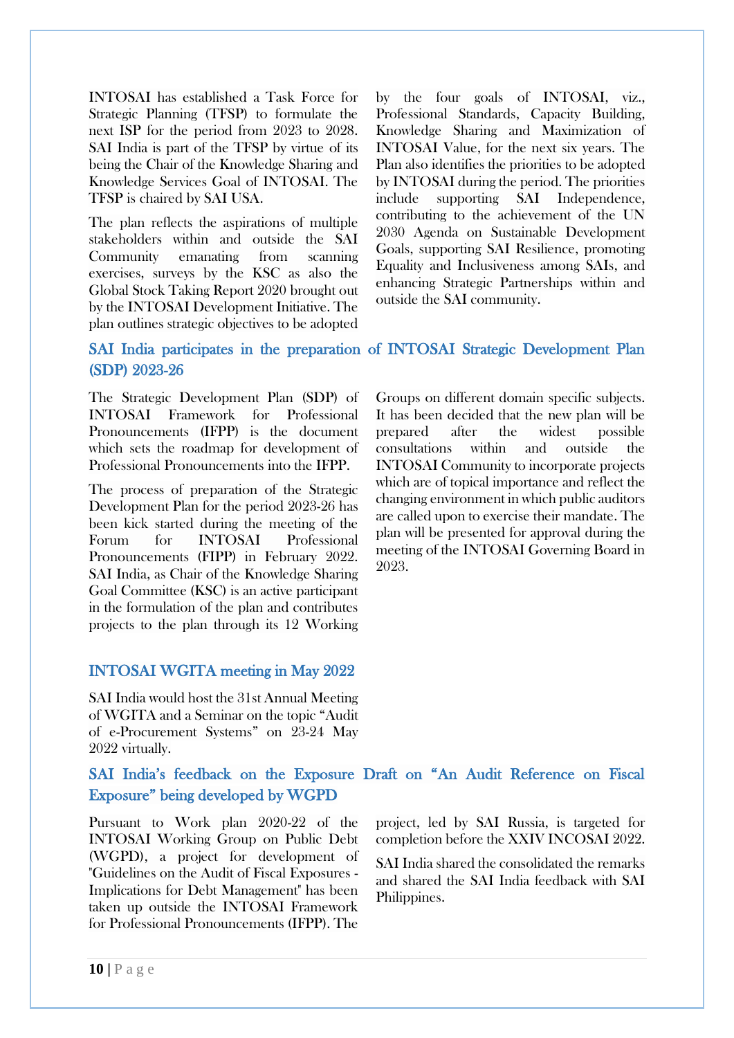INTOSAI has established a Task Force for Strategic Planning (TFSP) to formulate the next ISP for the period from 2023 to 2028. SAI India is part of the TFSP by virtue of its being the Chair of the Knowledge Sharing and Knowledge Services Goal of INTOSAI. The TFSP is chaired by SAI USA.

The plan reflects the aspirations of multiple stakeholders within and outside the SAI Community emanating from scanning exercises, surveys by the KSC as also the Global Stock Taking Report 2020 brought out by the INTOSAI Development Initiative. The plan outlines strategic objectives to be adopted by the four goals of INTOSAI, viz., Professional Standards, Capacity Building, Knowledge Sharing and Maximization of INTOSAI Value, for the next six years. The Plan also identifies the priorities to be adopted by INTOSAI during the period. The priorities include supporting SAI Independence, contributing to the achievement of the UN 2030 Agenda on Sustainable Development Goals, supporting SAI Resilience, promoting Equality and Inclusiveness among SAIs, and enhancing Strategic Partnerships within and outside the SAI community.

## SAI India participates in the preparation of INTOSAI Strategic Development Plan (SDP) 2023-26

The Strategic Development Plan (SDP) of INTOSAI Framework for Professional Pronouncements (IFPP) is the document which sets the roadmap for development of Professional Pronouncements into the IFPP.

The process of preparation of the Strategic Development Plan for the period 2023-26 has been kick started during the meeting of the Forum for INTOSAI Professional Pronouncements (FIPP) in February 2022. SAI India, as Chair of the Knowledge Sharing Goal Committee (KSC) is an active participant in the formulation of the plan and contributes projects to the plan through its 12 Working Groups on different domain specific subjects. It has been decided that the new plan will be prepared after the widest possible consultations within and outside the INTOSAI Community to incorporate projects which are of topical importance and reflect the changing environment in which public auditors are called upon to exercise their mandate. The plan will be presented for approval during the meeting of the INTOSAI Governing Board in 2023.

## INTOSAI WGITA meeting in May 2022

SAI India would host the 31st Annual Meeting of WGITA and a Seminar on the topic "Audit of e-Procurement Systems" on 23-24 May 2022 virtually.

## SAI India's feedback on the Exposure Draft on "An Audit Reference on Fiscal Exposure" being developed by WGPD

Pursuant to Work plan 2020-22 of the INTOSAI Working Group on Public Debt (WGPD), a project for development of "Guidelines on the Audit of Fiscal Exposures - Implications for Debt Management" has been taken up outside the INTOSAI Framework for Professional Pronouncements (IFPP). The project, led by SAI Russia, is targeted for completion before the XXIV INCOSAI 2022.

SAI India shared the consolidated the remarks and shared the SAI India feedback with SAI Philippines.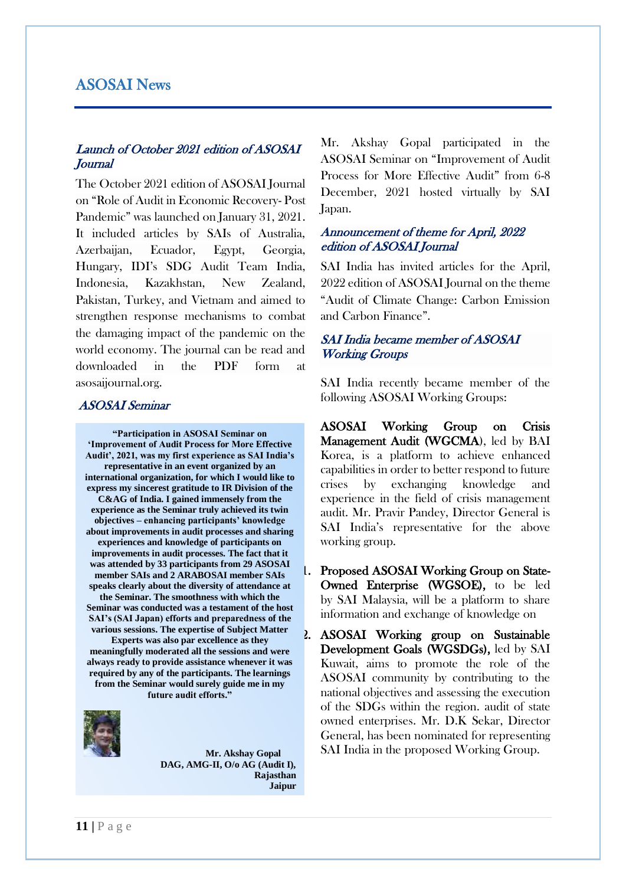# ASOSAI News

### *Launch of October 2021 edition of ASOSAI Journal*

The October 2021 edition of ASOSAI Journal on "Role of Audit in Economic Recovery- Post Pandemic" was launched on January 31, 2021. It included articles by SAIs of Australia, Azerbaijan, Ecuador, Egypt, Georgia, Hungary, IDI's SDG Audit Team India, Indonesia, Kazakhstan, New Zealand, Pakistan, Turkey, and Vietnam and aimed to strengthen response mechanisms to combat the damaging impact of the pandemic on the world economy. The journal can be read and downloaded in the PDF form at asosaijournal.org.

### *ASOSAI Seminar*

> **"Participation in ASOSAI Seminar on 'Improvement of Audit Process for More Effective Audit', 2021, was my first experience as SAI India's representative in an event organized by an international organization, for which I would like to express my sincerest gratitude to IR Division of the C&AG of India. I gained immensely from the experience as the Seminar truly achieved its twin objectives – enhancing participants' knowledge about improvements in audit processes and sharing experiences and knowledge of participants on improvements in audit processes. The fact that it was attended by 33 participants from 29 ASOSAI member SAIs and 2 ARABOSAI member SAIs speaks clearly about the diversity of attendance at the Seminar. The smoothness with which the Seminar was conducted was a testament of the host SAI's (SAI Japan) efforts and preparedness of the various sessions. The expertise of Subject Matter Experts was also par excellence as they meaningfully moderated all the sessions and were always ready to provide assistance whenever it was required by any of the participants. The learnings from the Seminar would surely guide me in my future audit efforts."**
>
> **Mr. Akshay Gopal**
> **DAG, AMG-II, O/o AG (Audit I), Rajasthan**
> **Jaipur**

Mr. Akshay Gopal participated in the ASOSAI Seminar on "Improvement of Audit Process for More Effective Audit" from 6-8 December, 2021 hosted virtually by SAI Japan.

### *Announcement of theme for April, 2022 edition of ASOSAI Journal*

SAI India has invited articles for the April, 2022 edition of ASOSAI Journal on the theme "Audit of Climate Change: Carbon Emission and Carbon Finance".

### *SAI India became member of ASOSAI Working Groups*

SAI India recently became member of the following ASOSAI Working Groups:

**ASOSAI Working Group on Crisis Management Audit (WGCMA)**, led by BAI Korea, is a platform to achieve enhanced capabilities in order to better respond to future crises by exchanging knowledge and experience in the field of crisis management audit. Mr. Pravir Pandey, Director General is SAI India's representative for the above working group.

1. **Proposed ASOSAI Working Group on State-Owned Enterprise (WGSOE),** to be led by SAI Malaysia, will be a platform to share information and exchange of knowledge on
2. **ASOSAI Working group on Sustainable Development Goals (WGSDGs),** led by SAI Kuwait, aims to promote the role of the ASOSAI community by contributing to the national objectives and assessing the execution of the SDGs within the region. audit of state owned enterprises. Mr. D.K Sekar, Director General, has been nominated for representing SAI India in the proposed Working Group.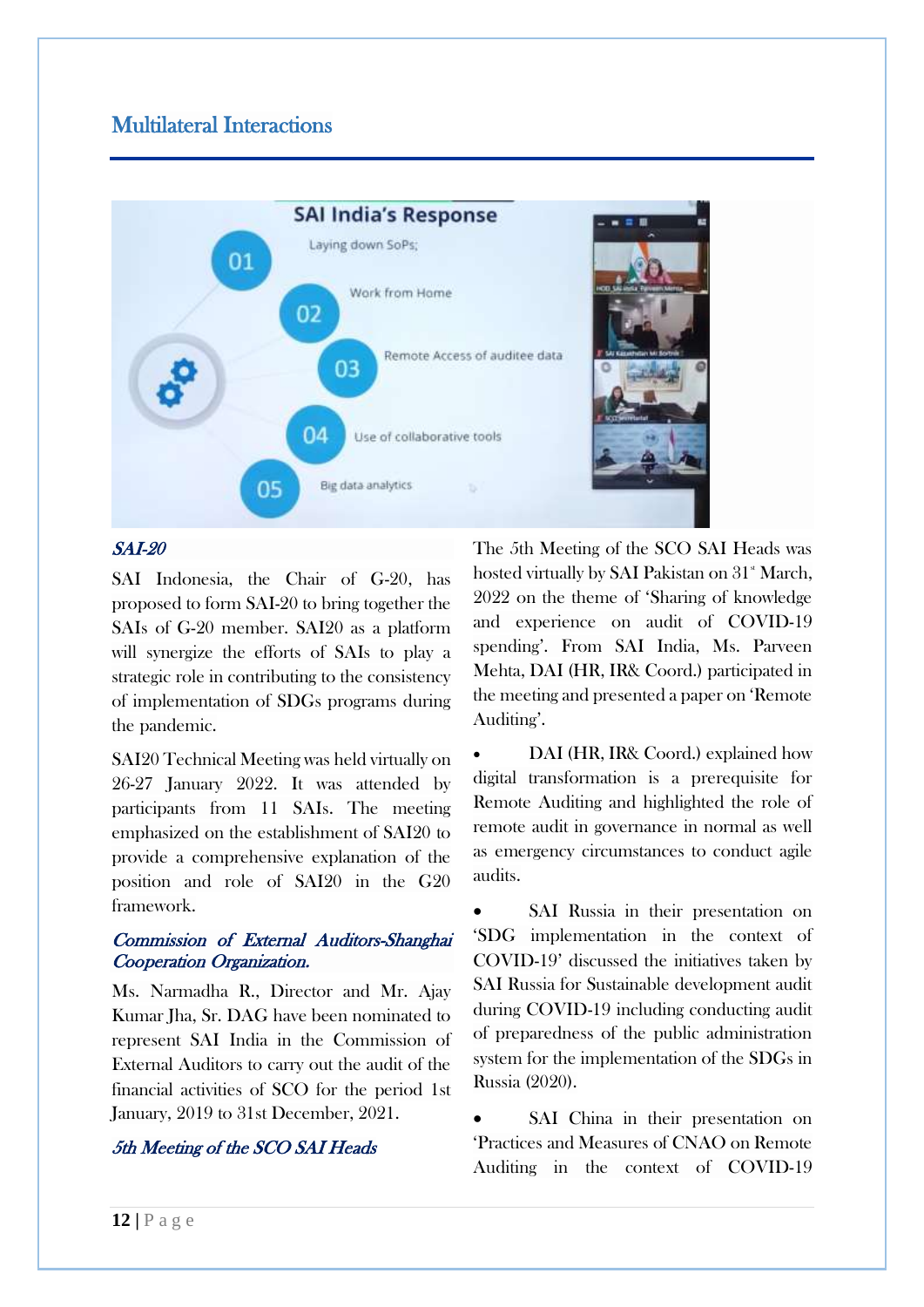## Multilateral Interactions

### *SAI-20*

SAI Indonesia, the Chair of G-20, has proposed to form SAI-20 to bring together the SAIs of G-20 member. SAI20 as a platform will synergize the efforts of SAIs to play a strategic role in contributing to the consistency of implementation of SDGs programs during the pandemic.

SAI20 Technical Meeting was held virtually on 26-27 January 2022. It was attended by participants from 11 SAIs. The meeting emphasized on the establishment of SAI20 to provide a comprehensive explanation of the position and role of SAI20 in the G20 framework.

### *Commission of External Auditors-Shanghai Cooperation Organization.*

Ms. Narmadha R., Director and Mr. Ajay Kumar Jha, Sr. DAG have been nominated to represent SAI India in the Commission of External Auditors to carry out the audit of the financial activities of SCO for the period 1st January, 2019 to 31st December, 2021.

### *5th Meeting of the SCO SAI Heads*

The 5th Meeting of the SCO SAI Heads was hosted virtually by SAI Pakistan on 31st March, 2022 on the theme of 'Sharing of knowledge and experience on audit of COVID-19 spending'. From SAI India, Ms. Parveen Mehta, DAI (HR, IR& Coord.) participated in the meeting and presented a paper on 'Remote Auditing'.

- DAI (HR, IR& Coord.) explained how digital transformation is a prerequisite for Remote Auditing and highlighted the role of remote audit in governance in normal as well as emergency circumstances to conduct agile audits.
- SAI Russia in their presentation on 'SDG implementation in the context of COVID-19' discussed the initiatives taken by SAI Russia for Sustainable development audit during COVID-19 including conducting audit of preparedness of the public administration system for the implementation of the SDGs in Russia (2020).
- SAI China in their presentation on 'Practices and Measures of CNAO on Remote Auditing in the context of COVID-19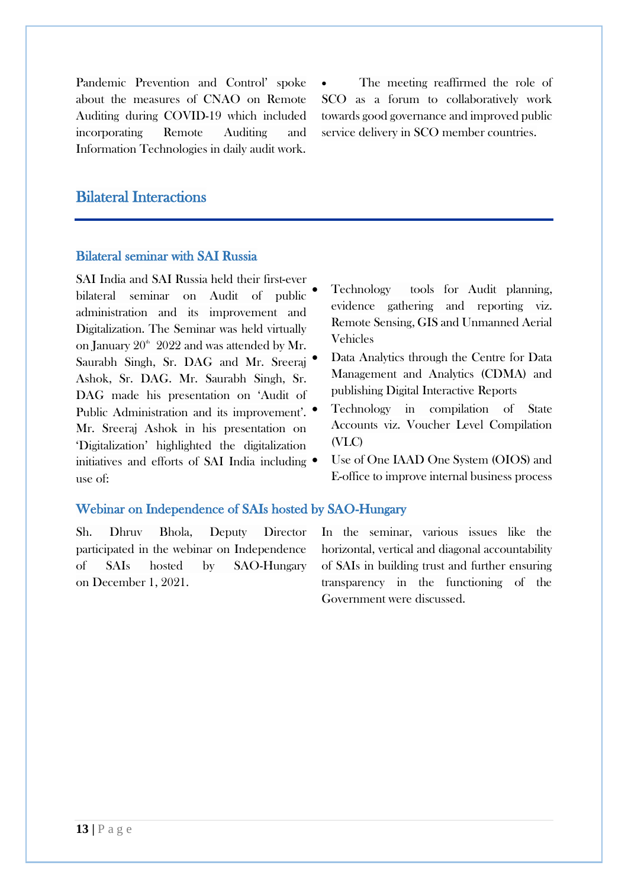Pandemic Prevention and Control' spoke about the measures of CNAO on Remote Auditing during COVID-19 which included incorporating Remote Auditing and Information Technologies in daily audit work.

- The meeting reaffirmed the role of SCO as a forum to collaboratively work towards good governance and improved public service delivery in SCO member countries.

## Bilateral Interactions

### Bilateral seminar with SAI Russia

SAI India and SAI Russia held their first-ever bilateral seminar on Audit of public administration and its improvement and Digitalization. The Seminar was held virtually on January 20th 2022 and was attended by Mr. Saurabh Singh, Sr. DAG and Mr. Sreeraj Ashok, Sr. DAG. Mr. Saurabh Singh, Sr. DAG made his presentation on 'Audit of Public Administration and its improvement'. Mr. Sreeraj Ashok in his presentation on 'Digitalization' highlighted the digitalization initiatives and efforts of SAI India including use of:

- Technology tools for Audit planning, evidence gathering and reporting viz. Remote Sensing, GIS and Unmanned Aerial Vehicles
- Data Analytics through the Centre for Data Management and Analytics (CDMA) and publishing Digital Interactive Reports
- Technology in compilation of State Accounts viz. Voucher Level Compilation (VLC)
- Use of One IAAD One System (OIOS) and E-office to improve internal business process

### Webinar on Independence of SAIs hosted by SAO-Hungary

Sh. Dhruv Bhola, Deputy Director participated in the webinar on Independence of SAIs hosted by SAO-Hungary on December 1, 2021.

In the seminar, various issues like the horizontal, vertical and diagonal accountability of SAIs in building trust and further ensuring transparency in the functioning of the Government were discussed.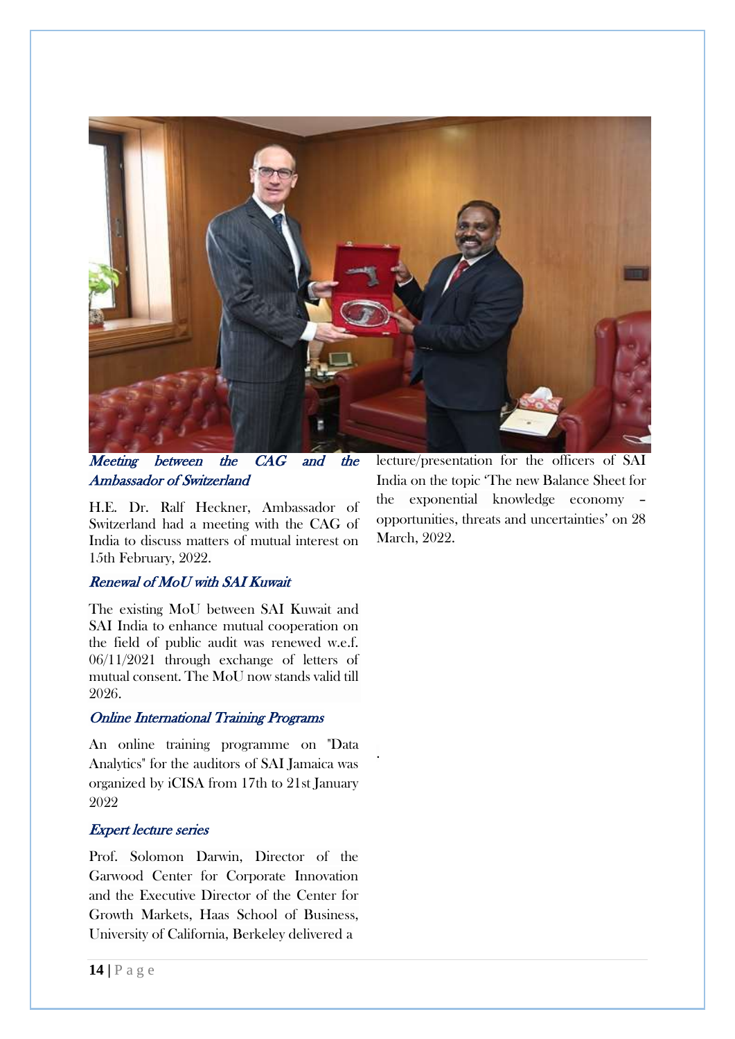*Meeting between the CAG and the Ambassador of Switzerland*

H.E. Dr. Ralf Heckner, Ambassador of Switzerland had a meeting with the CAG of India to discuss matters of mutual interest on 15th February, 2022.

### *Renewal of MoU with SAI Kuwait*

The existing MoU between SAI Kuwait and SAI India to enhance mutual cooperation on the field of public audit was renewed w.e.f. 06/11/2021 through exchange of letters of mutual consent. The MoU now stands valid till 2026.

### *Online International Training Programs*

An online training programme on "Data Analytics" for the auditors of SAI Jamaica was organized by iCISA from 17th to 21st January 2022

### *Expert lecture series*

Prof. Solomon Darwin, Director of the Garwood Center for Corporate Innovation and the Executive Director of the Center for Growth Markets, Haas School of Business, University of California, Berkeley delivered a lecture/presentation for the officers of SAI India on the topic 'The new Balance Sheet for the exponential knowledge economy – opportunities, threats and uncertainties' on 28 March, 2022.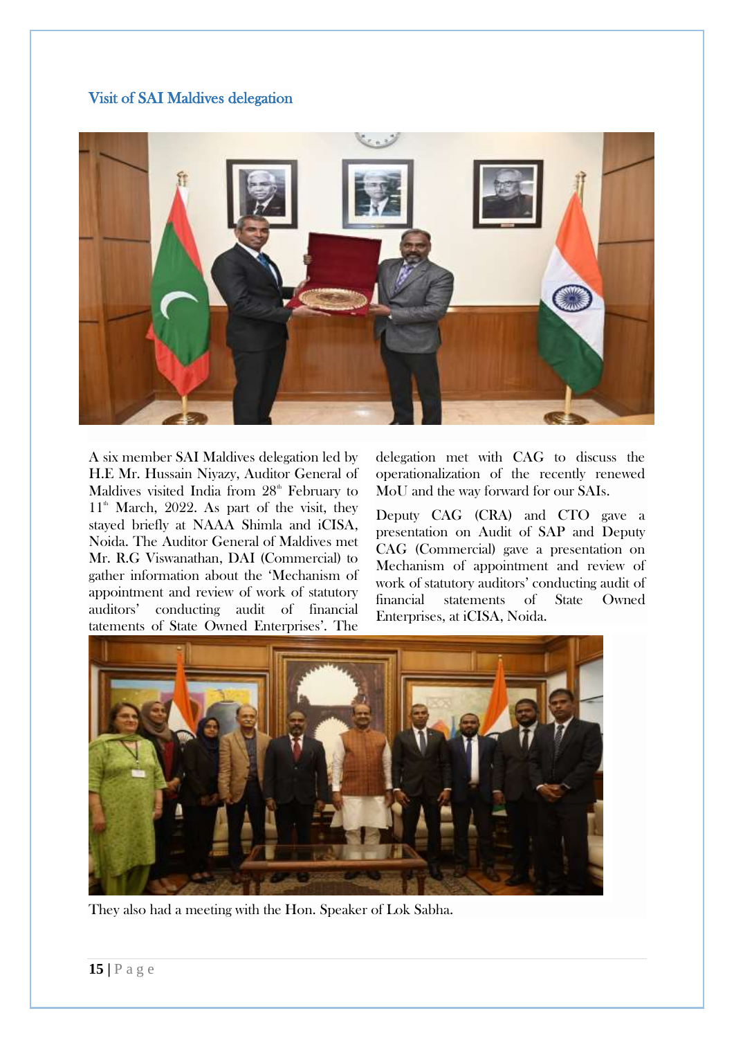## Visit of SAI Maldives delegation

A six member SAI Maldives delegation led by H.E Mr. Hussain Niyazy, Auditor General of Maldives visited India from 28th February to 11th March, 2022. As part of the visit, they stayed briefly at NAAA Shimla and iCISA, Noida. The Auditor General of Maldives met Mr. R.G Viswanathan, DAI (Commercial) to gather information about the 'Mechanism of appointment and review of work of statutory auditors' conducting audit of financial tatements of State Owned Enterprises'. The delegation met with CAG to discuss the operationalization of the recently renewed MoU and the way forward for our SAIs.

Deputy CAG (CRA) and CTO gave a presentation on Audit of SAP and Deputy CAG (Commercial) gave a presentation on Mechanism of appointment and review of work of statutory auditors' conducting audit of financial statements of State Owned Enterprises, at iCISA, Noida.

They also had a meeting with the Hon. Speaker of Lok Sabha.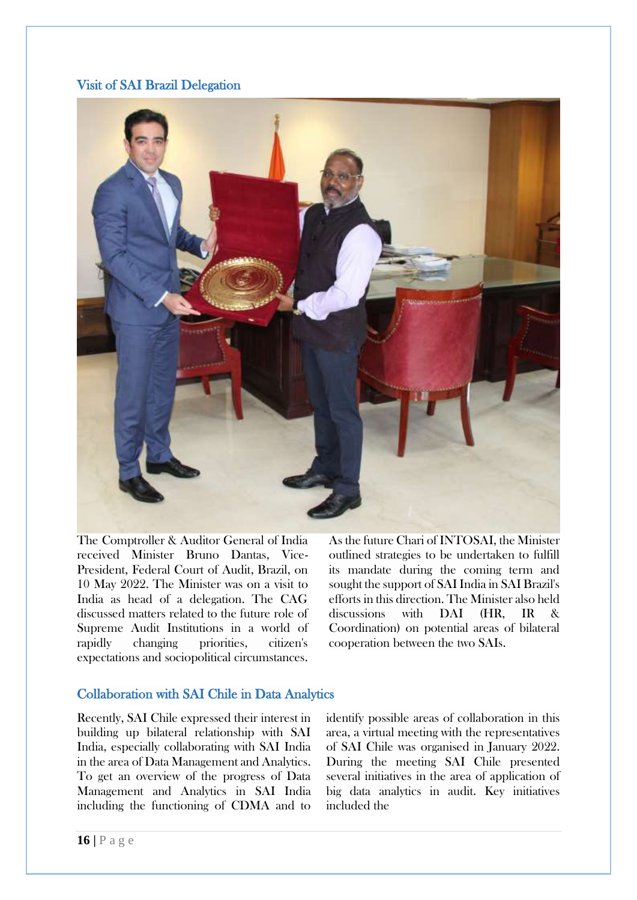## Visit of SAI Brazil Delegation

The Comptroller & Auditor General of India received Minister Bruno Dantas, Vice-President, Federal Court of Audit, Brazil, on 10 May 2022. The Minister was on a visit to India as head of a delegation. The CAG discussed matters related to the future role of Supreme Audit Institutions in a world of rapidly changing priorities, citizen's expectations and sociopolitical circumstances.

As the future Chari of INTOSAI, the Minister outlined strategies to be undertaken to fulfill its mandate during the coming term and sought the support of SAI India in SAI Brazil's efforts in this direction. The Minister also held discussions with DAI (HR, IR & Coordination) on potential areas of bilateral cooperation between the two SAIs.

## Collaboration with SAI Chile in Data Analytics

Recently, SAI Chile expressed their interest in building up bilateral relationship with SAI India, especially collaborating with SAI India in the area of Data Management and Analytics. To get an overview of the progress of Data Management and Analytics in SAI India including the functioning of CDMA and to identify possible areas of collaboration in this area, a virtual meeting with the representatives of SAI Chile was organised in January 2022. During the meeting SAI Chile presented several initiatives in the area of application of big data analytics in audit. Key initiatives included the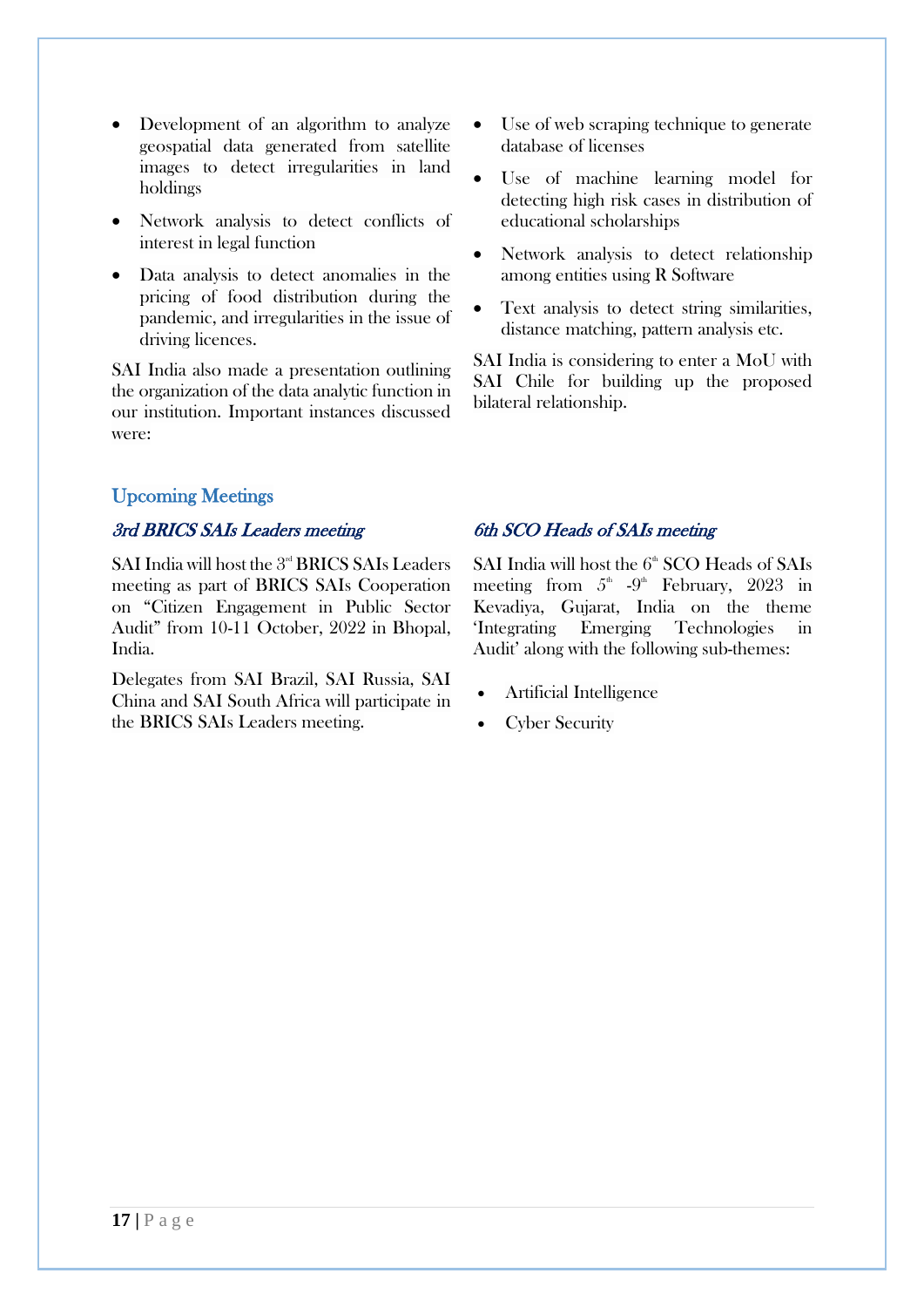- Development of an algorithm to analyze geospatial data generated from satellite images to detect irregularities in land holdings
- Network analysis to detect conflicts of interest in legal function
- Data analysis to detect anomalies in the pricing of food distribution during the pandemic, and irregularities in the issue of driving licences.

SAI India also made a presentation outlining the organization of the data analytic function in our institution. Important instances discussed were:

- Use of web scraping technique to generate database of licenses
- Use of machine learning model for detecting high risk cases in distribution of educational scholarships
- Network analysis to detect relationship among entities using R Software
- Text analysis to detect string similarities, distance matching, pattern analysis etc.

SAI India is considering to enter a MoU with SAI Chile for building up the proposed bilateral relationship.

## Upcoming Meetings

### *3rd BRICS SAIs Leaders meeting*

SAI India will host the 3rd BRICS SAIs Leaders meeting as part of BRICS SAIs Cooperation on "Citizen Engagement in Public Sector Audit" from 10-11 October, 2022 in Bhopal, India.

Delegates from SAI Brazil, SAI Russia, SAI China and SAI South Africa will participate in the BRICS SAIs Leaders meeting.

### *6th SCO Heads of SAIs meeting*

SAI India will host the 6th SCO Heads of SAIs meeting from 5th -9th February, 2023 in Kevadiya, Gujarat, India on the theme 'Integrating Emerging Technologies in Audit' along with the following sub-themes:

- Artificial Intelligence
- Cyber Security